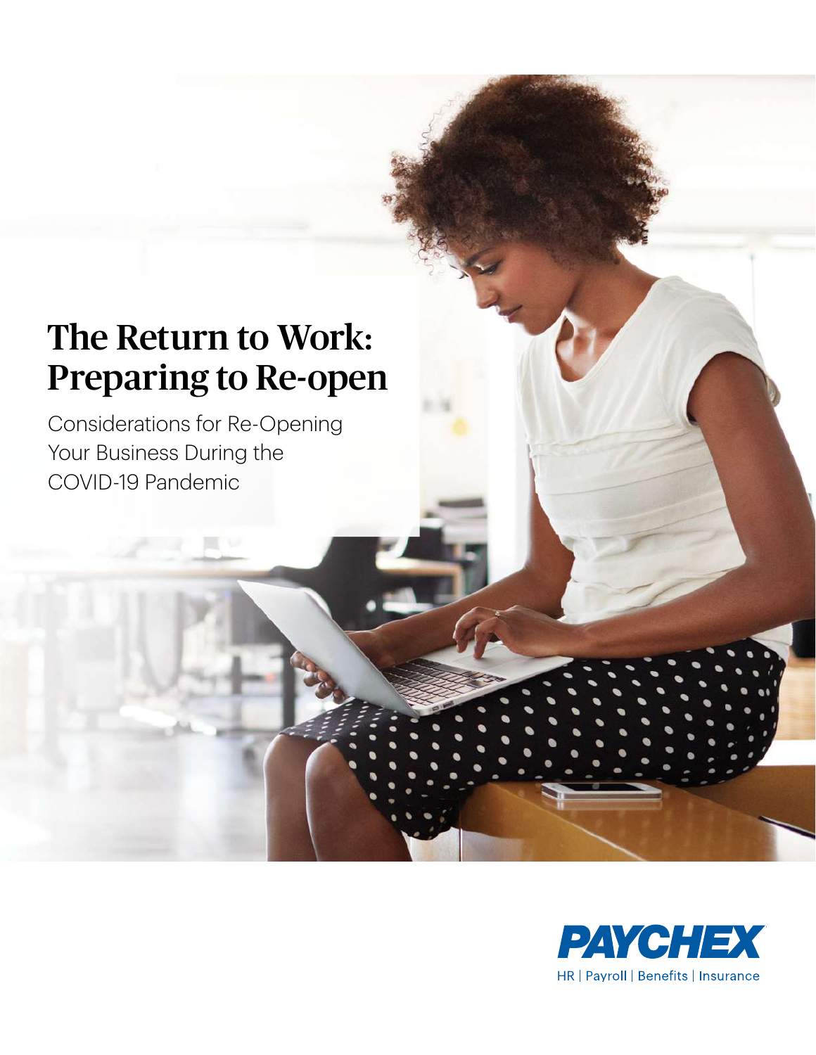# The Return to Work: Preparing to Re-open

Considerations for Re-Opening Your Business During the COVID-19 Pandemic

PAYCHEX

HR | Payroll | Benefits | Insurance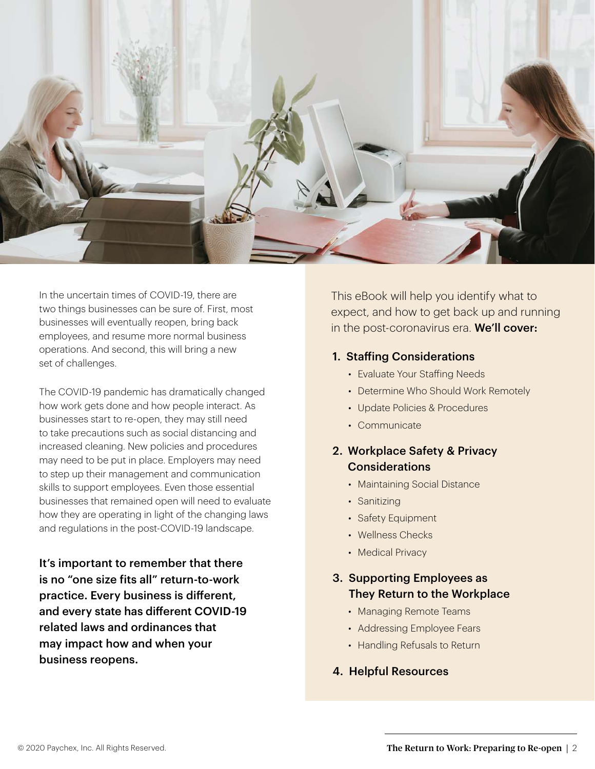In the uncertain times of COVID-19, there are two things businesses can be sure of. First, most businesses will eventually reopen, bring back employees, and resume more normal business operations. And second, this will bring a new set of challenges.

The COVID-19 pandemic has dramatically changed how work gets done and how people interact. As businesses start to re-open, they may still need to take precautions such as social distancing and increased cleaning. New policies and procedures may need to be put in place. Employers may need to step up their management and communication skills to support employees. Even those essential businesses that remained open will need to evaluate how they are operating in light of the changing laws and regulations in the post-COVID-19 landscape.

**It's important to remember that there is no "one size fits all" return-to-work practice. Every business is different, and every state has different COVID-19 related laws and ordinances that may impact how and when your business reopens.**

This eBook will help you identify what to expect, and how to get back up and running in the post-coronavirus era. **We'll cover:**

1. **Staffing Considerations**
   - Evaluate Your Staffing Needs
   - Determine Who Should Work Remotely
   - Update Policies & Procedures
   - Communicate
2. **Workplace Safety & Privacy Considerations**
   - Maintaining Social Distance
   - Sanitizing
   - Safety Equipment
   - Wellness Checks
   - Medical Privacy
3. **Supporting Employees as They Return to the Workplace**
   - Managing Remote Teams
   - Addressing Employee Fears
   - Handling Refusals to Return
4. **Helpful Resources**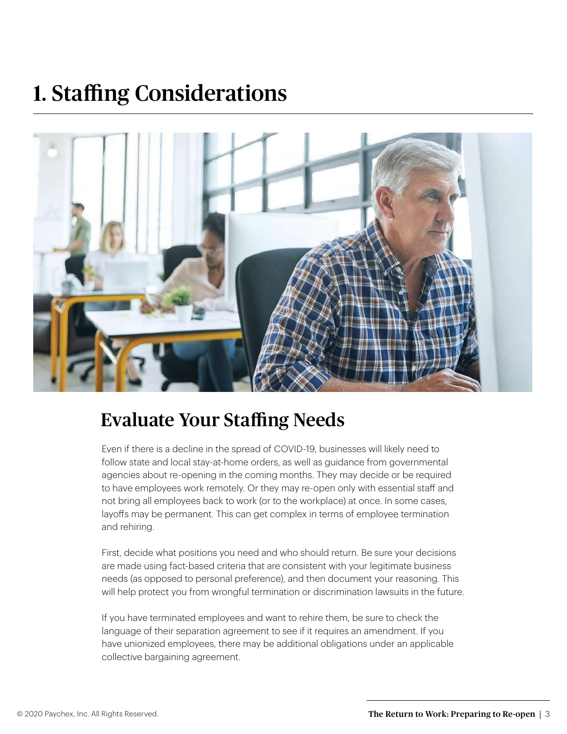# 1. Staffing Considerations

## Evaluate Your Staffing Needs

Even if there is a decline in the spread of COVID-19, businesses will likely need to follow state and local stay-at-home orders, as well as guidance from governmental agencies about re-opening in the coming months. They may decide or be required to have employees work remotely. Or they may re-open only with essential staff and not bring all employees back to work (or to the workplace) at once. In some cases, layoffs may be permanent. This can get complex in terms of employee termination and rehiring.

First, decide what positions you need and who should return. Be sure your decisions are made using fact-based criteria that are consistent with your legitimate business needs (as opposed to personal preference), and then document your reasoning. This will help protect you from wrongful termination or discrimination lawsuits in the future.

If you have terminated employees and want to rehire them, be sure to check the language of their separation agreement to see if it requires an amendment. If you have unionized employees, there may be additional obligations under an applicable collective bargaining agreement.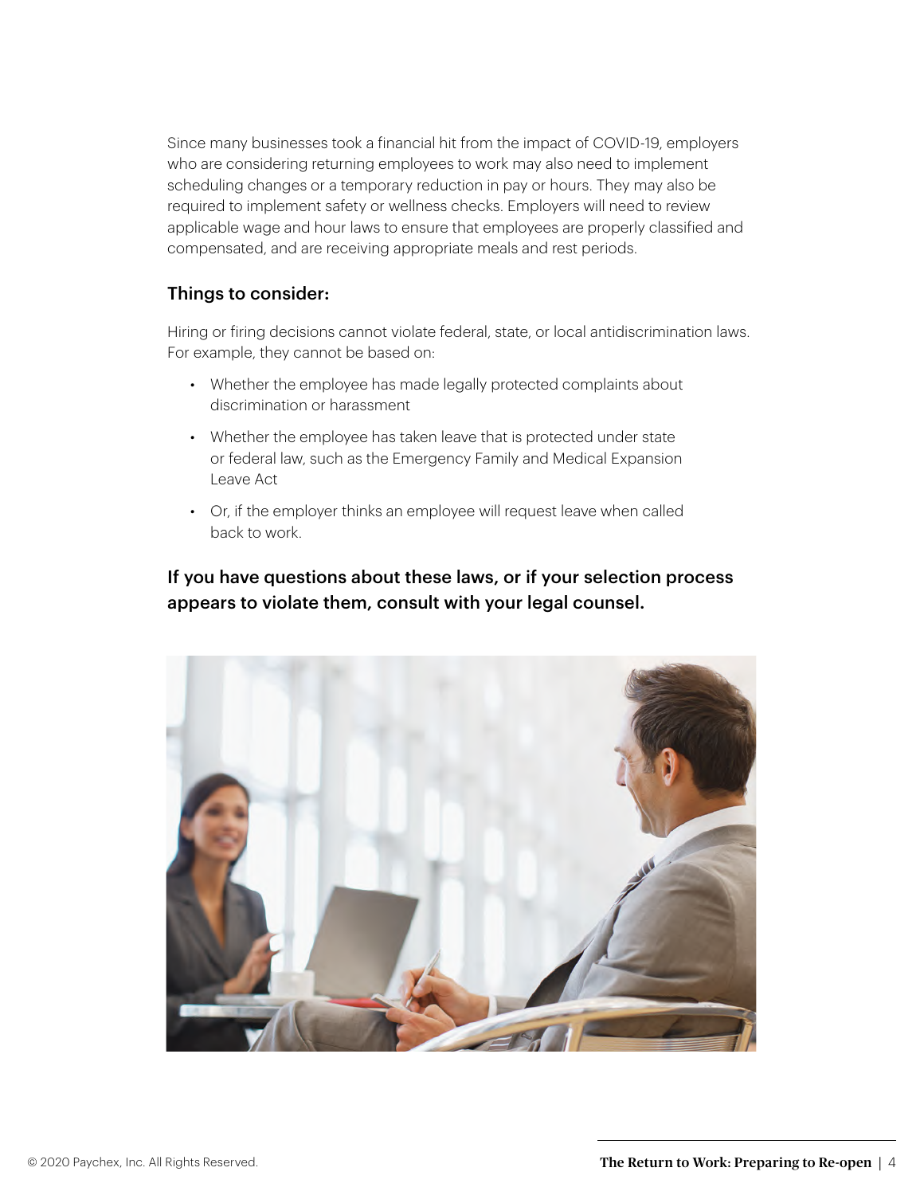Since many businesses took a financial hit from the impact of COVID-19, employers who are considering returning employees to work may also need to implement scheduling changes or a temporary reduction in pay or hours. They may also be required to implement safety or wellness checks. Employers will need to review applicable wage and hour laws to ensure that employees are properly classified and compensated, and are receiving appropriate meals and rest periods.

## Things to consider:

Hiring or firing decisions cannot violate federal, state, or local antidiscrimination laws. For example, they cannot be based on:

- Whether the employee has made legally protected complaints about discrimination or harassment
- Whether the employee has taken leave that is protected under state or federal law, such as the Emergency Family and Medical Expansion Leave Act
- Or, if the employer thinks an employee will request leave when called back to work.

**If you have questions about these laws, or if your selection process appears to violate them, consult with your legal counsel.**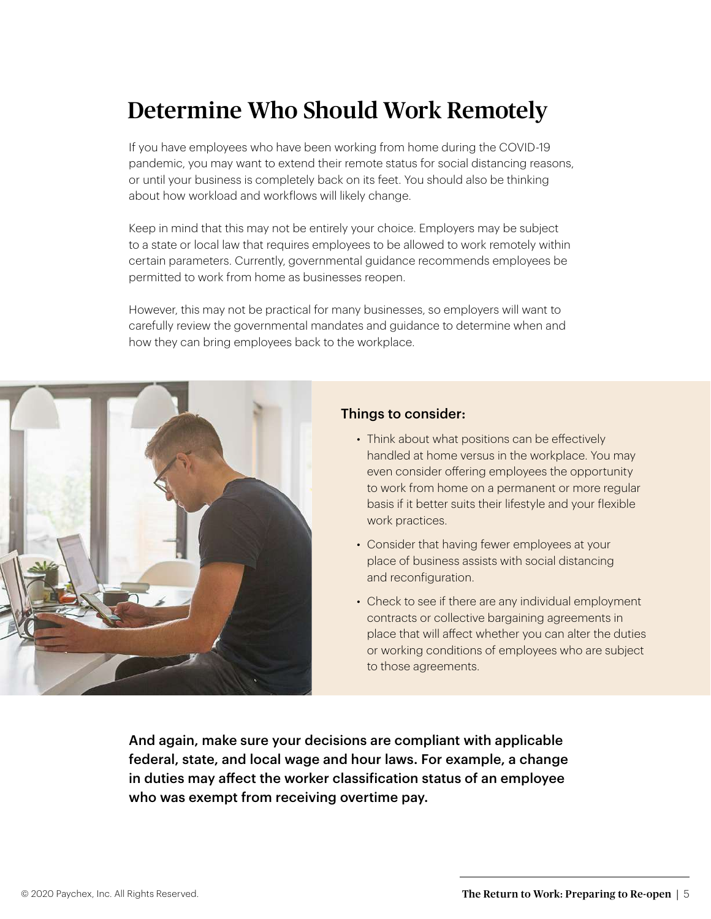# Determine Who Should Work Remotely

If you have employees who have been working from home during the COVID-19 pandemic, you may want to extend their remote status for social distancing reasons, or until your business is completely back on its feet. You should also be thinking about how workload and workflows will likely change.

Keep in mind that this may not be entirely your choice. Employers may be subject to a state or local law that requires employees to be allowed to work remotely within certain parameters. Currently, governmental guidance recommends employees be permitted to work from home as businesses reopen.

However, this may not be practical for many businesses, so employers will want to carefully review the governmental mandates and guidance to determine when and how they can bring employees back to the workplace.

### Things to consider:

- Think about what positions can be effectively handled at home versus in the workplace. You may even consider offering employees the opportunity to work from home on a permanent or more regular basis if it better suits their lifestyle and your flexible work practices.
- Consider that having fewer employees at your place of business assists with social distancing and reconfiguration.
- Check to see if there are any individual employment contracts or collective bargaining agreements in place that will affect whether you can alter the duties or working conditions of employees who are subject to those agreements.

**And again, make sure your decisions are compliant with applicable federal, state, and local wage and hour laws. For example, a change in duties may affect the worker classification status of an employee who was exempt from receiving overtime pay.**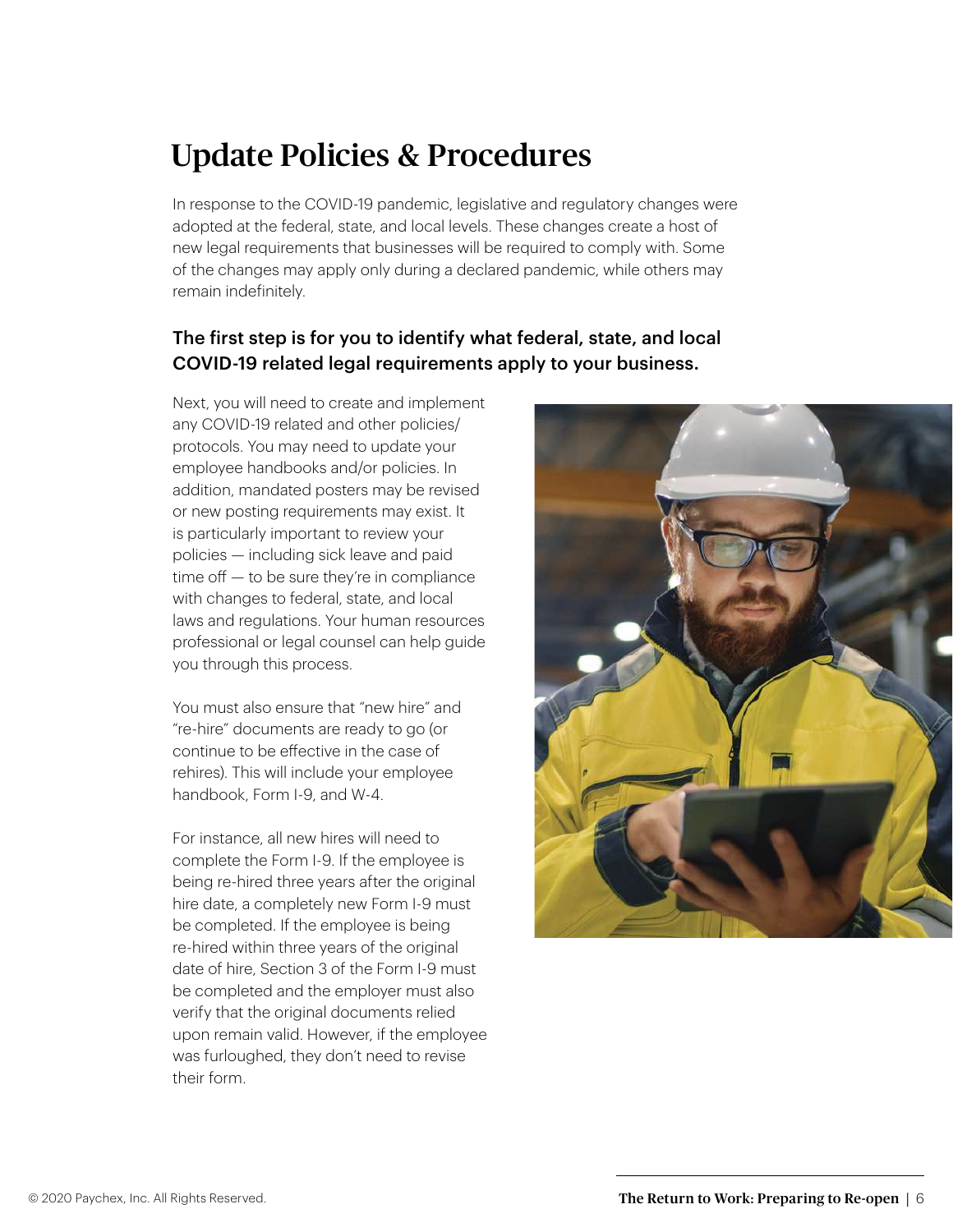# Update Policies & Procedures

In response to the COVID-19 pandemic, legislative and regulatory changes were adopted at the federal, state, and local levels. These changes create a host of new legal requirements that businesses will be required to comply with. Some of the changes may apply only during a declared pandemic, while others may remain indefinitely.

**The first step is for you to identify what federal, state, and local COVID-19 related legal requirements apply to your business.**

Next, you will need to create and implement any COVID-19 related and other policies/protocols. You may need to update your employee handbooks and/or policies. In addition, mandated posters may be revised or new posting requirements may exist. It is particularly important to review your policies — including sick leave and paid time off — to be sure they're in compliance with changes to federal, state, and local laws and regulations. Your human resources professional or legal counsel can help guide you through this process.

You must also ensure that "new hire" and "re-hire" documents are ready to go (or continue to be effective in the case of rehires). This will include your employee handbook, Form I-9, and W-4.

For instance, all new hires will need to complete the Form I-9. If the employee is being re-hired three years after the original hire date, a completely new Form I-9 must be completed. If the employee is being re-hired within three years of the original date of hire, Section 3 of the Form I-9 must be completed and the employer must also verify that the original documents relied upon remain valid. However, if the employee was furloughed, they don't need to revise their form.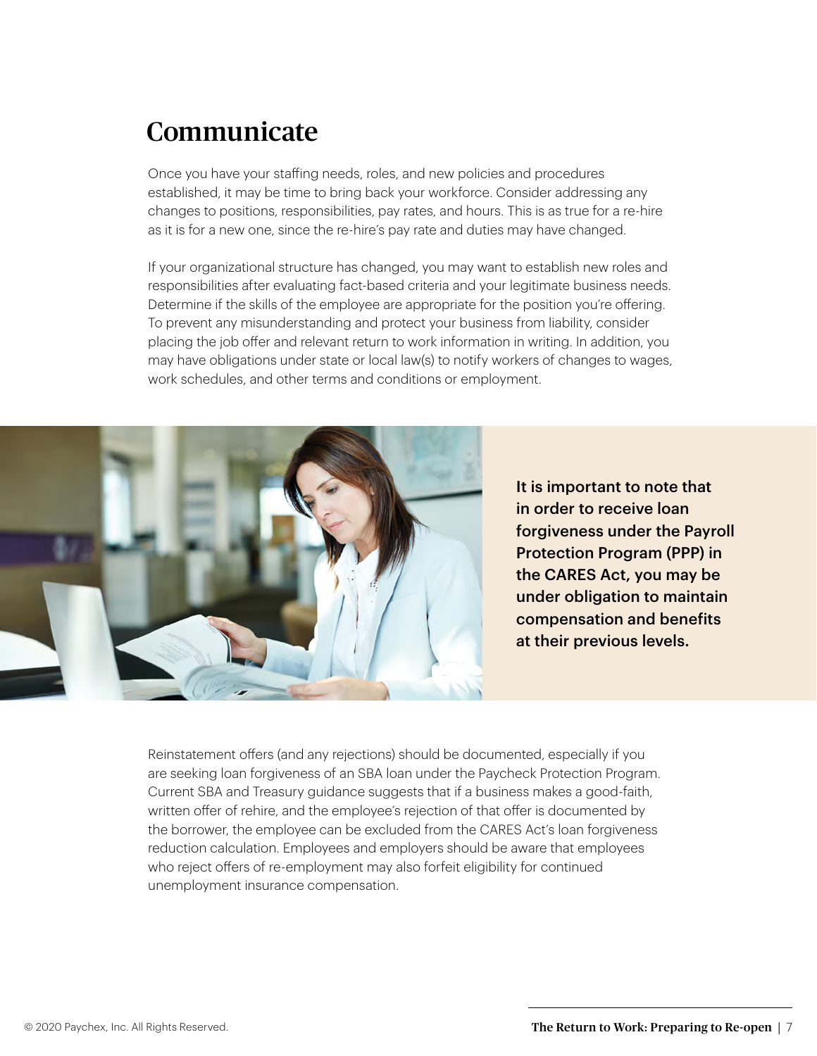# Communicate

Once you have your staffing needs, roles, and new policies and procedures established, it may be time to bring back your workforce. Consider addressing any changes to positions, responsibilities, pay rates, and hours. This is as true for a re-hire as it is for a new one, since the re-hire's pay rate and duties may have changed.

If your organizational structure has changed, you may want to establish new roles and responsibilities after evaluating fact-based criteria and your legitimate business needs. Determine if the skills of the employee are appropriate for the position you're offering. To prevent any misunderstanding and protect your business from liability, consider placing the job offer and relevant return to work information in writing. In addition, you may have obligations under state or local law(s) to notify workers of changes to wages, work schedules, and other terms and conditions or employment.

**It is important to note that in order to receive loan forgiveness under the Payroll Protection Program (PPP) in the CARES Act, you may be under obligation to maintain compensation and benefits at their previous levels.**

Reinstatement offers (and any rejections) should be documented, especially if you are seeking loan forgiveness of an SBA loan under the Paycheck Protection Program. Current SBA and Treasury guidance suggests that if a business makes a good-faith, written offer of rehire, and the employee's rejection of that offer is documented by the borrower, the employee can be excluded from the CARES Act's loan forgiveness reduction calculation. Employees and employers should be aware that employees who reject offers of re-employment may also forfeit eligibility for continued unemployment insurance compensation.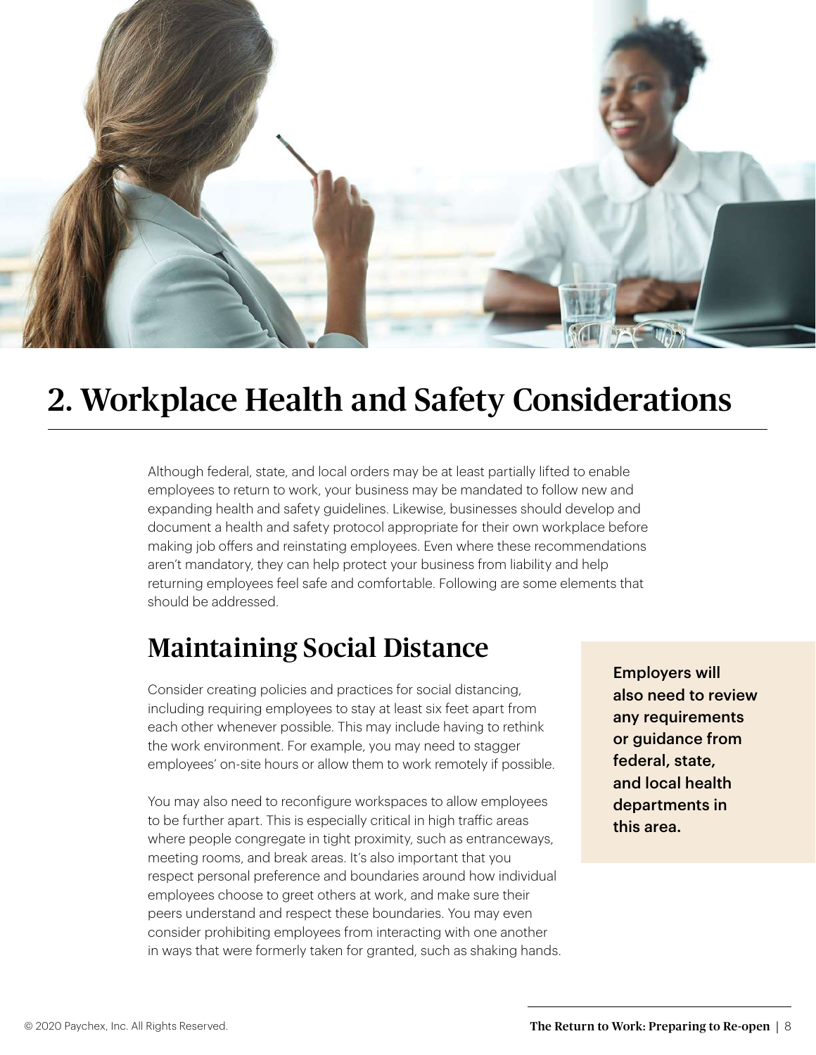# 2. Workplace Health and Safety Considerations

Although federal, state, and local orders may be at least partially lifted to enable employees to return to work, your business may be mandated to follow new and expanding health and safety guidelines. Likewise, businesses should develop and document a health and safety protocol appropriate for their own workplace before making job offers and reinstating employees. Even where these recommendations aren't mandatory, they can help protect your business from liability and help returning employees feel safe and comfortable. Following are some elements that should be addressed.

## Maintaining Social Distance

Consider creating policies and practices for social distancing, including requiring employees to stay at least six feet apart from each other whenever possible. This may include having to rethink the work environment. For example, you may need to stagger employees' on-site hours or allow them to work remotely if possible.

You may also need to reconfigure workspaces to allow employees to be further apart. This is especially critical in high traffic areas where people congregate in tight proximity, such as entranceways, meeting rooms, and break areas. It's also important that you respect personal preference and boundaries around how individual employees choose to greet others at work, and make sure their peers understand and respect these boundaries. You may even consider prohibiting employees from interacting with one another in ways that were formerly taken for granted, such as shaking hands.

**Employers will also need to review any requirements or guidance from federal, state, and local health departments in this area.**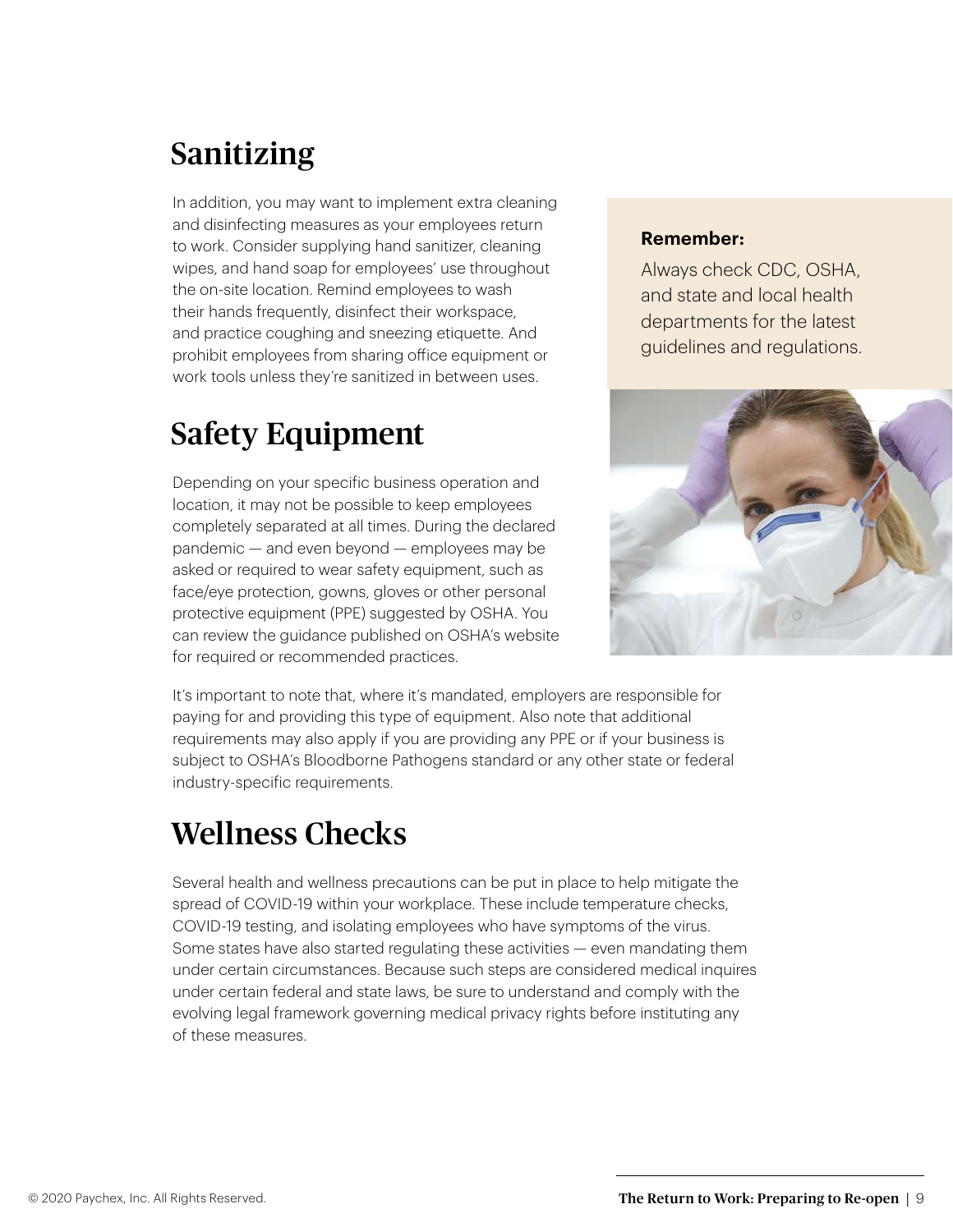## Sanitizing

In addition, you may want to implement extra cleaning and disinfecting measures as your employees return to work. Consider supplying hand sanitizer, cleaning wipes, and hand soap for employees' use throughout the on-site location. Remind employees to wash their hands frequently, disinfect their workspace, and practice coughing and sneezing etiquette. And prohibit employees from sharing office equipment or work tools unless they're sanitized in between uses.

**Remember:**

Always check CDC, OSHA, and state and local health departments for the latest guidelines and regulations.

## Safety Equipment

Depending on your specific business operation and location, it may not be possible to keep employees completely separated at all times. During the declared pandemic — and even beyond — employees may be asked or required to wear safety equipment, such as face/eye protection, gowns, gloves or other personal protective equipment (PPE) suggested by OSHA. You can review the guidance published on OSHA's website for required or recommended practices.

It's important to note that, where it's mandated, employers are responsible for paying for and providing this type of equipment. Also note that additional requirements may also apply if you are providing any PPE or if your business is subject to OSHA's Bloodborne Pathogens standard or any other state or federal industry-specific requirements.

## Wellness Checks

Several health and wellness precautions can be put in place to help mitigate the spread of COVID-19 within your workplace. These include temperature checks, COVID-19 testing, and isolating employees who have symptoms of the virus. Some states have also started regulating these activities — even mandating them under certain circumstances. Because such steps are considered medical inquires under certain federal and state laws, be sure to understand and comply with the evolving legal framework governing medical privacy rights before instituting any of these measures.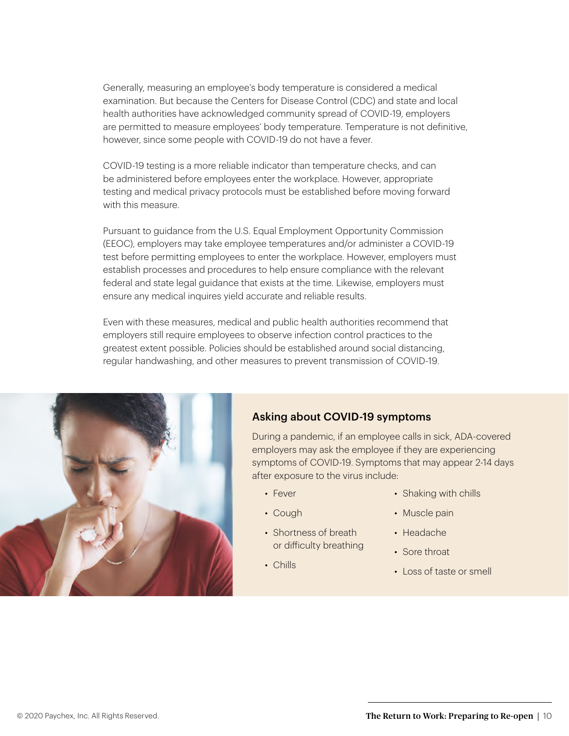Generally, measuring an employee's body temperature is considered a medical examination. But because the Centers for Disease Control (CDC) and state and local health authorities have acknowledged community spread of COVID-19, employers are permitted to measure employees' body temperature. Temperature is not definitive, however, since some people with COVID-19 do not have a fever.

COVID-19 testing is a more reliable indicator than temperature checks, and can be administered before employees enter the workplace. However, appropriate testing and medical privacy protocols must be established before moving forward with this measure.

Pursuant to guidance from the U.S. Equal Employment Opportunity Commission (EEOC), employers may take employee temperatures and/or administer a COVID-19 test before permitting employees to enter the workplace. However, employers must establish processes and procedures to help ensure compliance with the relevant federal and state legal guidance that exists at the time. Likewise, employers must ensure any medical inquires yield accurate and reliable results.

Even with these measures, medical and public health authorities recommend that employers still require employees to observe infection control practices to the greatest extent possible. Policies should be established around social distancing, regular handwashing, and other measures to prevent transmission of COVID-19.

### Asking about COVID-19 symptoms

During a pandemic, if an employee calls in sick, ADA-covered employers may ask the employee if they are experiencing symptoms of COVID-19. Symptoms that may appear 2-14 days after exposure to the virus include:

- Fever
- Cough
- Shortness of breath or difficulty breathing
- Chills
- Shaking with chills
- Muscle pain
- Headache
- Sore throat
- Loss of taste or smell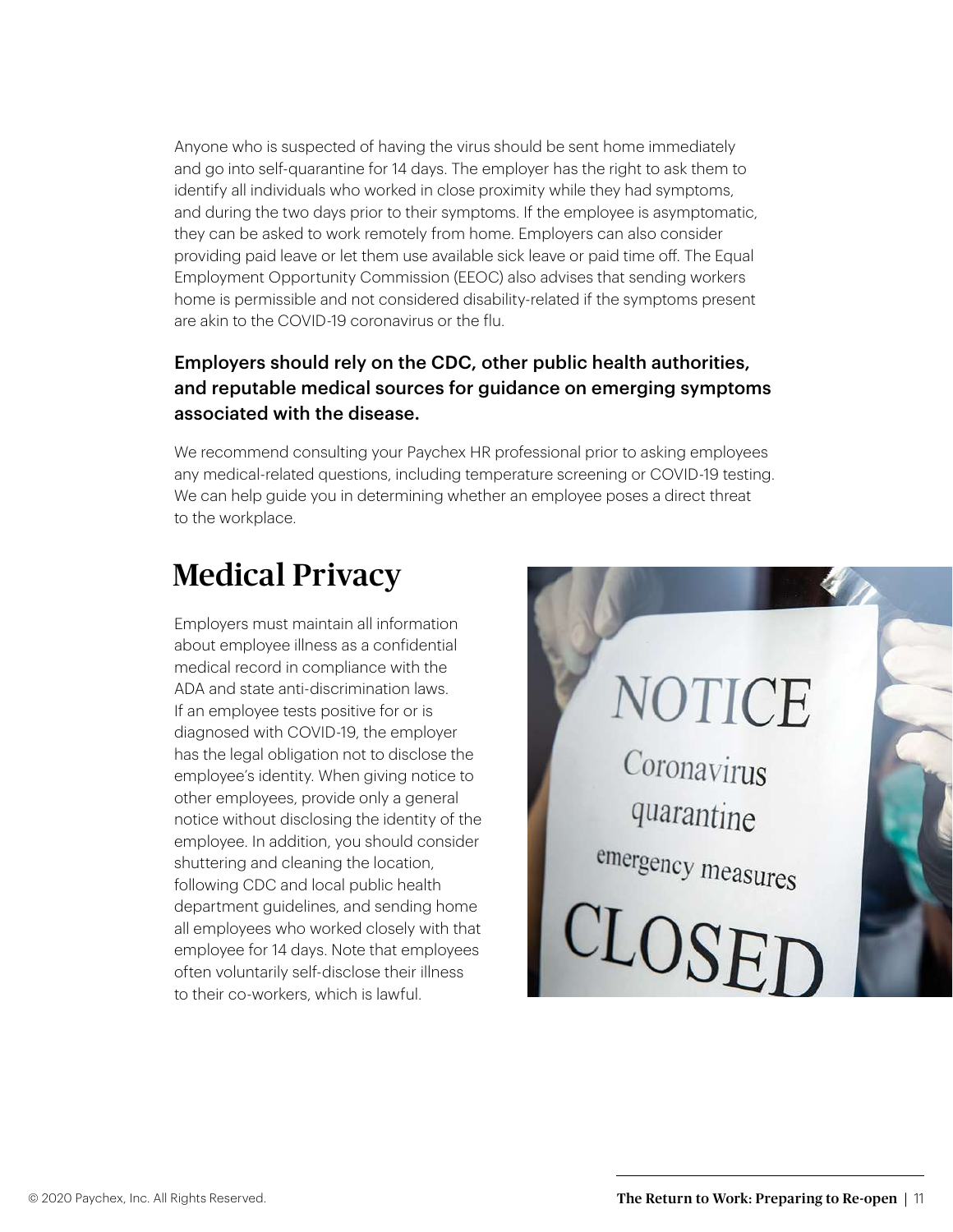Anyone who is suspected of having the virus should be sent home immediately and go into self-quarantine for 14 days. The employer has the right to ask them to identify all individuals who worked in close proximity while they had symptoms, and during the two days prior to their symptoms. If the employee is asymptomatic, they can be asked to work remotely from home. Employers can also consider providing paid leave or let them use available sick leave or paid time off. The Equal Employment Opportunity Commission (EEOC) also advises that sending workers home is permissible and not considered disability-related if the symptoms present are akin to the COVID-19 coronavirus or the flu.

**Employers should rely on the CDC, other public health authorities, and reputable medical sources for guidance on emerging symptoms associated with the disease.**

We recommend consulting your Paychex HR professional prior to asking employees any medical-related questions, including temperature screening or COVID-19 testing. We can help guide you in determining whether an employee poses a direct threat to the workplace.

## Medical Privacy

Employers must maintain all information about employee illness as a confidential medical record in compliance with the ADA and state anti-discrimination laws. If an employee tests positive for or is diagnosed with COVID-19, the employer has the legal obligation not to disclose the employee's identity. When giving notice to other employees, provide only a general notice without disclosing the identity of the employee. In addition, you should consider shuttering and cleaning the location, following CDC and local public health department guidelines, and sending home all employees who worked closely with that employee for 14 days. Note that employees often voluntarily self-disclose their illness to their co-workers, which is lawful.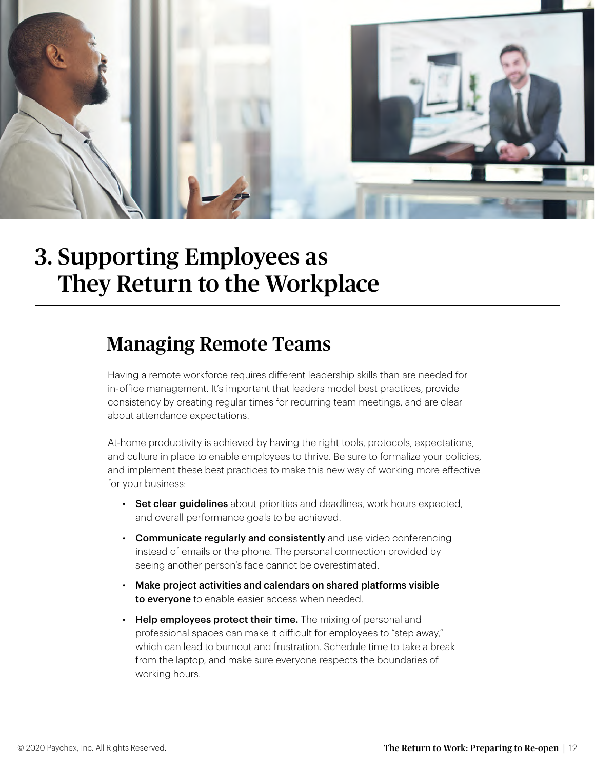# 3. Supporting Employees as They Return to the Workplace

## Managing Remote Teams

Having a remote workforce requires different leadership skills than are needed for in-office management. It's important that leaders model best practices, provide consistency by creating regular times for recurring team meetings, and are clear about attendance expectations.

At-home productivity is achieved by having the right tools, protocols, expectations, and culture in place to enable employees to thrive. Be sure to formalize your policies, and implement these best practices to make this new way of working more effective for your business:

- **Set clear guidelines** about priorities and deadlines, work hours expected, and overall performance goals to be achieved.
- **Communicate regularly and consistently** and use video conferencing instead of emails or the phone. The personal connection provided by seeing another person's face cannot be overestimated.
- **Make project activities and calendars on shared platforms visible to everyone** to enable easier access when needed.
- **Help employees protect their time.** The mixing of personal and professional spaces can make it difficult for employees to "step away," which can lead to burnout and frustration. Schedule time to take a break from the laptop, and make sure everyone respects the boundaries of working hours.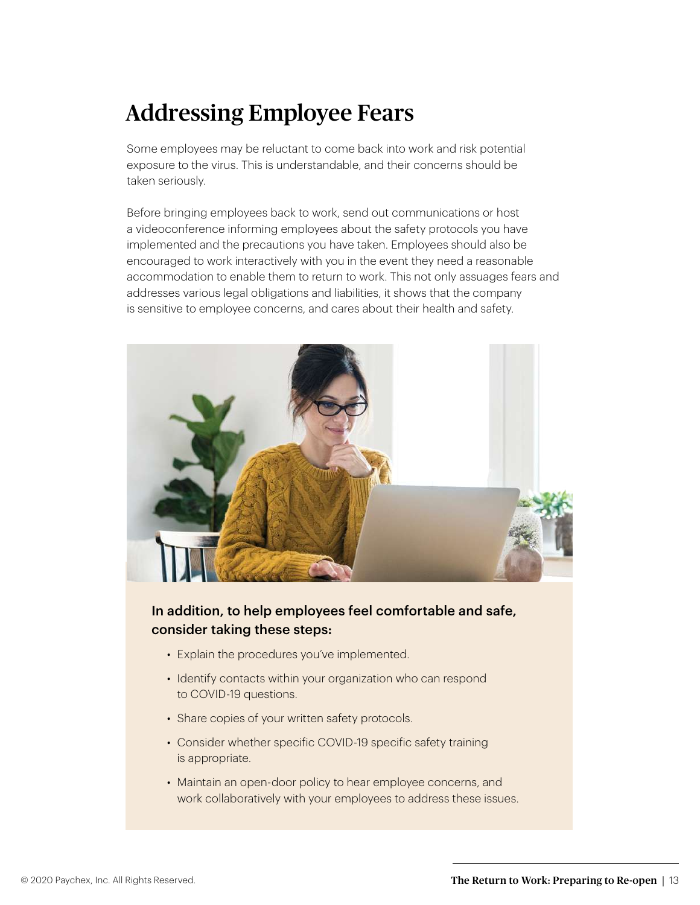# Addressing Employee Fears

Some employees may be reluctant to come back into work and risk potential exposure to the virus. This is understandable, and their concerns should be taken seriously.

Before bringing employees back to work, send out communications or host a videoconference informing employees about the safety protocols you have implemented and the precautions you have taken. Employees should also be encouraged to work interactively with you in the event they need a reasonable accommodation to enable them to return to work. This not only assuages fears and addresses various legal obligations and liabilities, it shows that the company is sensitive to employee concerns, and cares about their health and safety.

**In addition, to help employees feel comfortable and safe, consider taking these steps:**

- Explain the procedures you've implemented.
- Identify contacts within your organization who can respond to COVID-19 questions.
- Share copies of your written safety protocols.
- Consider whether specific COVID-19 specific safety training is appropriate.
- Maintain an open-door policy to hear employee concerns, and work collaboratively with your employees to address these issues.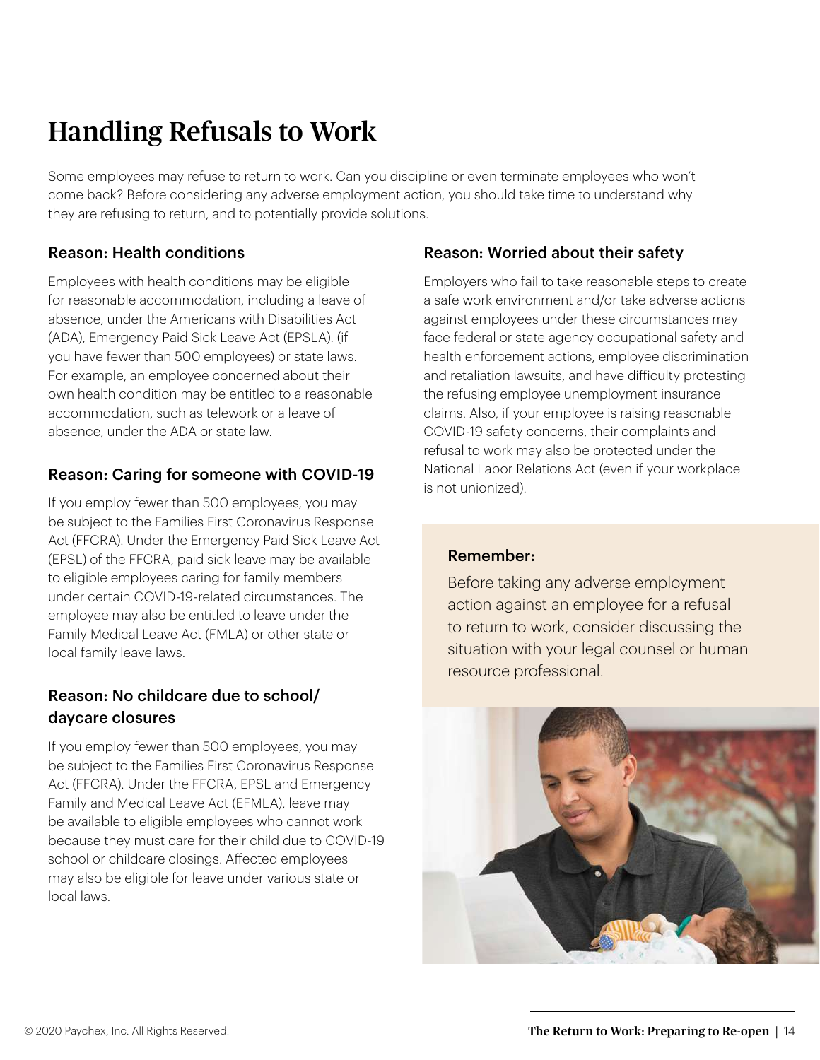# Handling Refusals to Work

Some employees may refuse to return to work. Can you discipline or even terminate employees who won't come back? Before considering any adverse employment action, you should take time to understand why they are refusing to return, and to potentially provide solutions.

### Reason: Health conditions

Employees with health conditions may be eligible for reasonable accommodation, including a leave of absence, under the Americans with Disabilities Act (ADA), Emergency Paid Sick Leave Act (EPSLA). (if you have fewer than 500 employees) or state laws. For example, an employee concerned about their own health condition may be entitled to a reasonable accommodation, such as telework or a leave of absence, under the ADA or state law.

### Reason: Caring for someone with COVID-19

If you employ fewer than 500 employees, you may be subject to the Families First Coronavirus Response Act (FFCRA). Under the Emergency Paid Sick Leave Act (EPSL) of the FFCRA, paid sick leave may be available to eligible employees caring for family members under certain COVID-19-related circumstances. The employee may also be entitled to leave under the Family Medical Leave Act (FMLA) or other state or local family leave laws.

### Reason: No childcare due to school/daycare closures

If you employ fewer than 500 employees, you may be subject to the Families First Coronavirus Response Act (FFCRA). Under the FFCRA, EPSL and Emergency Family and Medical Leave Act (EFMLA), leave may be available to eligible employees who cannot work because they must care for their child due to COVID-19 school or childcare closings. Affected employees may also be eligible for leave under various state or local laws.

### Reason: Worried about their safety

Employers who fail to take reasonable steps to create a safe work environment and/or take adverse actions against employees under these circumstances may face federal or state agency occupational safety and health enforcement actions, employee discrimination and retaliation lawsuits, and have difficulty protesting the refusing employee unemployment insurance claims. Also, if your employee is raising reasonable COVID-19 safety concerns, their complaints and refusal to work may also be protected under the National Labor Relations Act (even if your workplace is not unionized).

**Remember:**

Before taking any adverse employment action against an employee for a refusal to return to work, consider discussing the situation with your legal counsel or human resource professional.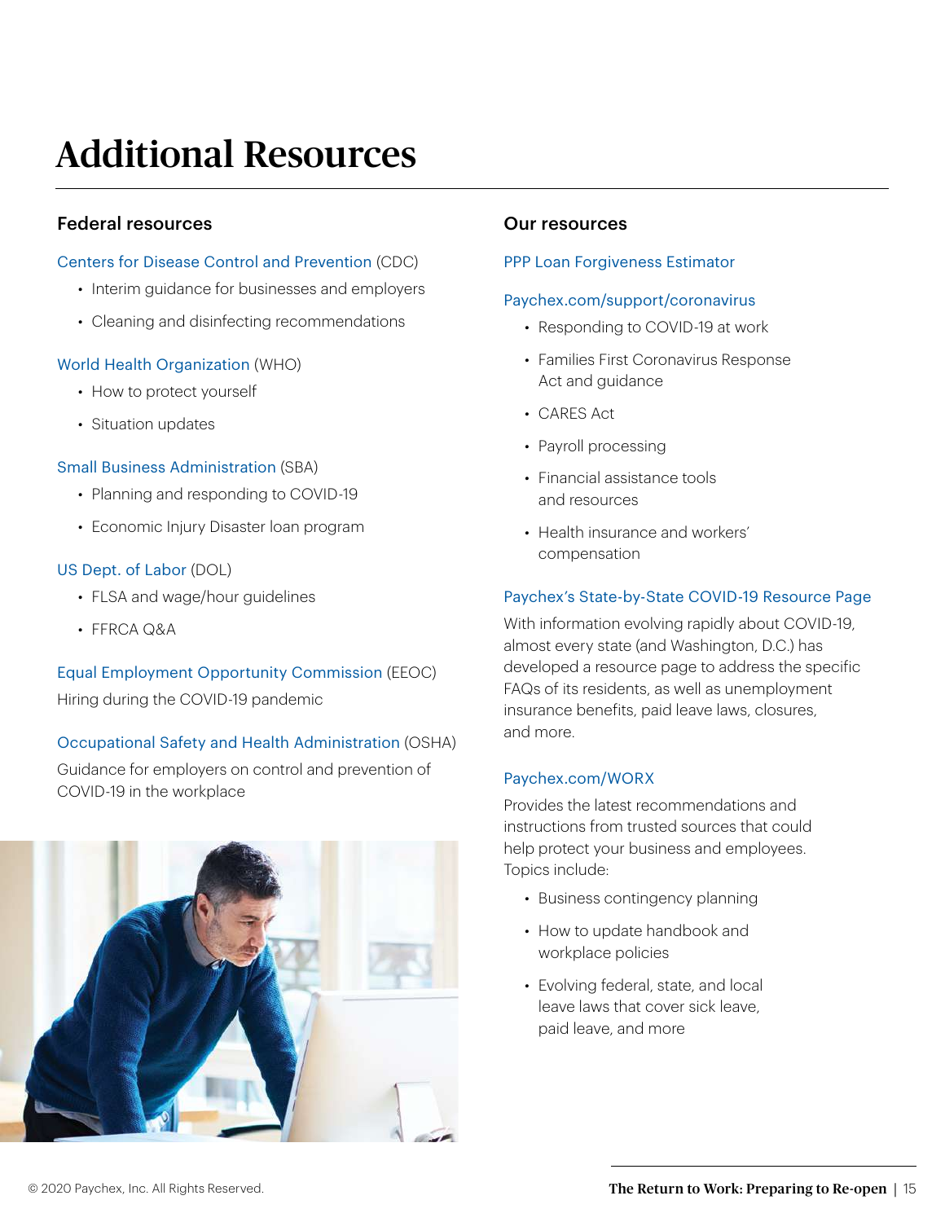# Additional Resources

## Federal resources

Centers for Disease Control and Prevention (CDC)

- Interim guidance for businesses and employers
- Cleaning and disinfecting recommendations

World Health Organization (WHO)

- How to protect yourself
- Situation updates

Small Business Administration (SBA)

- Planning and responding to COVID-19
- Economic Injury Disaster loan program

US Dept. of Labor (DOL)

- FLSA and wage/hour guidelines
- FFRCA Q&A

Equal Employment Opportunity Commission (EEOC)

Hiring during the COVID-19 pandemic

Occupational Safety and Health Administration (OSHA)

Guidance for employers on control and prevention of COVID-19 in the workplace

## Our resources

PPP Loan Forgiveness Estimator

Paychex.com/support/coronavirus

- Responding to COVID-19 at work
- Families First Coronavirus Response Act and guidance
- CARES Act
- Payroll processing
- Financial assistance tools and resources
- Health insurance and workers' compensation

Paychex's State-by-State COVID-19 Resource Page

With information evolving rapidly about COVID-19, almost every state (and Washington, D.C.) has developed a resource page to address the specific FAQs of its residents, as well as unemployment insurance benefits, paid leave laws, closures, and more.

Paychex.com/WORX

Provides the latest recommendations and instructions from trusted sources that could help protect your business and employees. Topics include:

- Business contingency planning
- How to update handbook and workplace policies
- Evolving federal, state, and local leave laws that cover sick leave, paid leave, and more

© 2020 Paychex, Inc. All Rights Reserved.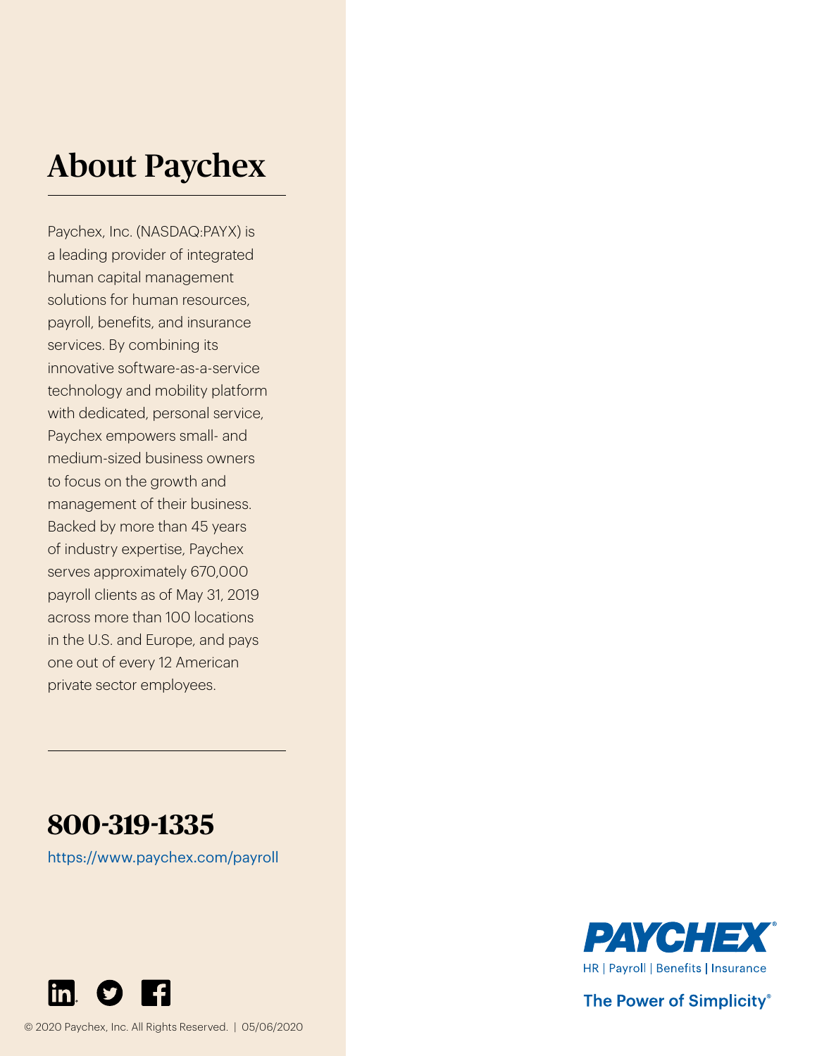# About Paychex

Paychex, Inc. (NASDAQ:PAYX) is a leading provider of integrated human capital management solutions for human resources, payroll, benefits, and insurance services. By combining its innovative software-as-a-service technology and mobility platform with dedicated, personal service, Paychex empowers small- and medium-sized business owners to focus on the growth and management of their business. Backed by more than 45 years of industry expertise, Paychex serves approximately 670,000 payroll clients as of May 31, 2019 across more than 100 locations in the U.S. and Europe, and pays one out of every 12 American private sector employees.

**800-319-1335**

https://www.paychex.com/payroll

PAYCHEX®

HR | Payroll | Benefits | Insurance

The Power of Simplicity®

© 2020 Paychex, Inc. All Rights Reserved. | 05/06/2020